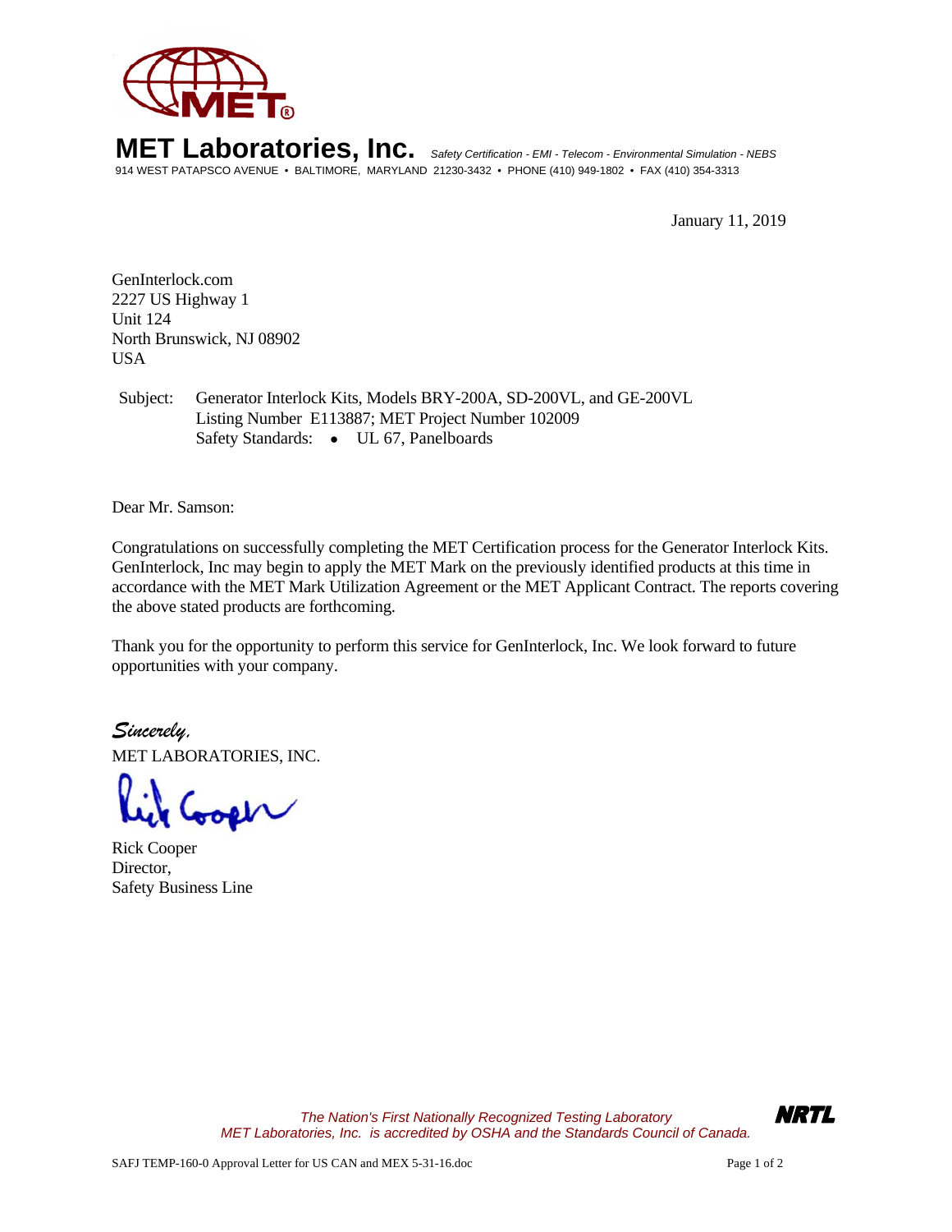# MET Laboratories, Inc.

*Safety Certification - EMI - Telecom - Environmental Simulation - NEBS*

914 WEST PATAPSCO AVENUE • BALTIMORE, MARYLAND 21230-3432 • PHONE (410) 949-1802 • FAX (410) 354-3313

January 11, 2019

GenInterlock.com
2227 US Highway 1
Unit 124
North Brunswick, NJ 08902
USA

Subject: Generator Interlock Kits, Models BRY-200A, SD-200VL, and GE-200VL
Listing Number E113887; MET Project Number 102009
Safety Standards: • UL 67, Panelboards

Dear Mr. Samson:

Congratulations on successfully completing the MET Certification process for the Generator Interlock Kits. GenInterlock, Inc may begin to apply the MET Mark on the previously identified products at this time in accordance with the MET Mark Utilization Agreement or the MET Applicant Contract. The reports covering the above stated products are forthcoming.

Thank you for the opportunity to perform this service for GenInterlock, Inc. We look forward to future opportunities with your company.

*Sincerely,*
MET LABORATORIES, INC.

Rick Cooper
Director,
Safety Business Line

*The Nation's First Nationally Recognized Testing Laboratory*
*MET Laboratories, Inc. is accredited by OSHA and the Standards Council of Canada.*

**NRTL**

SAFJ TEMP-160-0 Approval Letter for US CAN and MEX 5-31-16.doc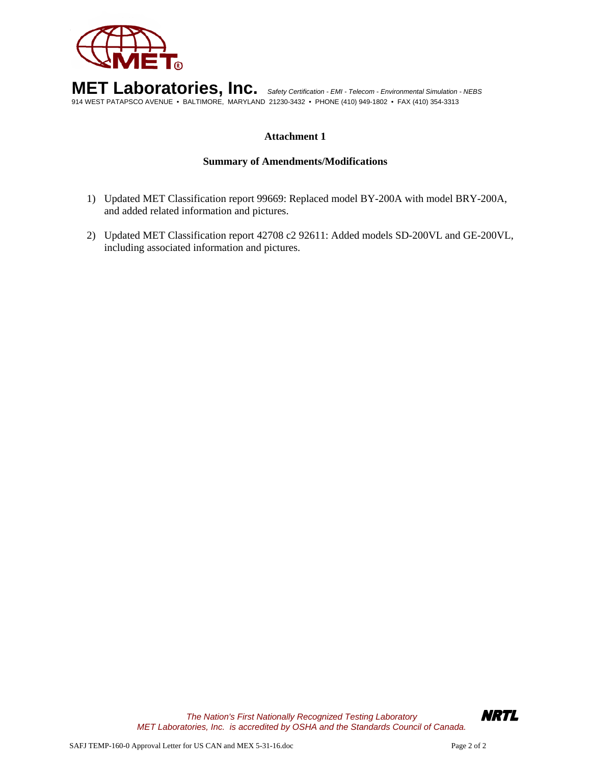**MET Laboratories, Inc.** *Safety Certification - EMI - Telecom - Environmental Simulation - NEBS*

914 WEST PATAPSCO AVENUE • BALTIMORE, MARYLAND 21230-3432 • PHONE (410) 949-1802 • FAX (410) 354-3313

## Attachment 1

### Summary of Amendments/Modifications

1) Updated MET Classification report 99669: Replaced model BY-200A with model BRY-200A, and added related information and pictures.

2) Updated MET Classification report 42708 c2 92611: Added models SD-200VL and GE-200VL, including associated information and pictures.

*The Nation's First Nationally Recognized Testing Laboratory*
*MET Laboratories, Inc. is accredited by OSHA and the Standards Council of Canada.*

NRTL